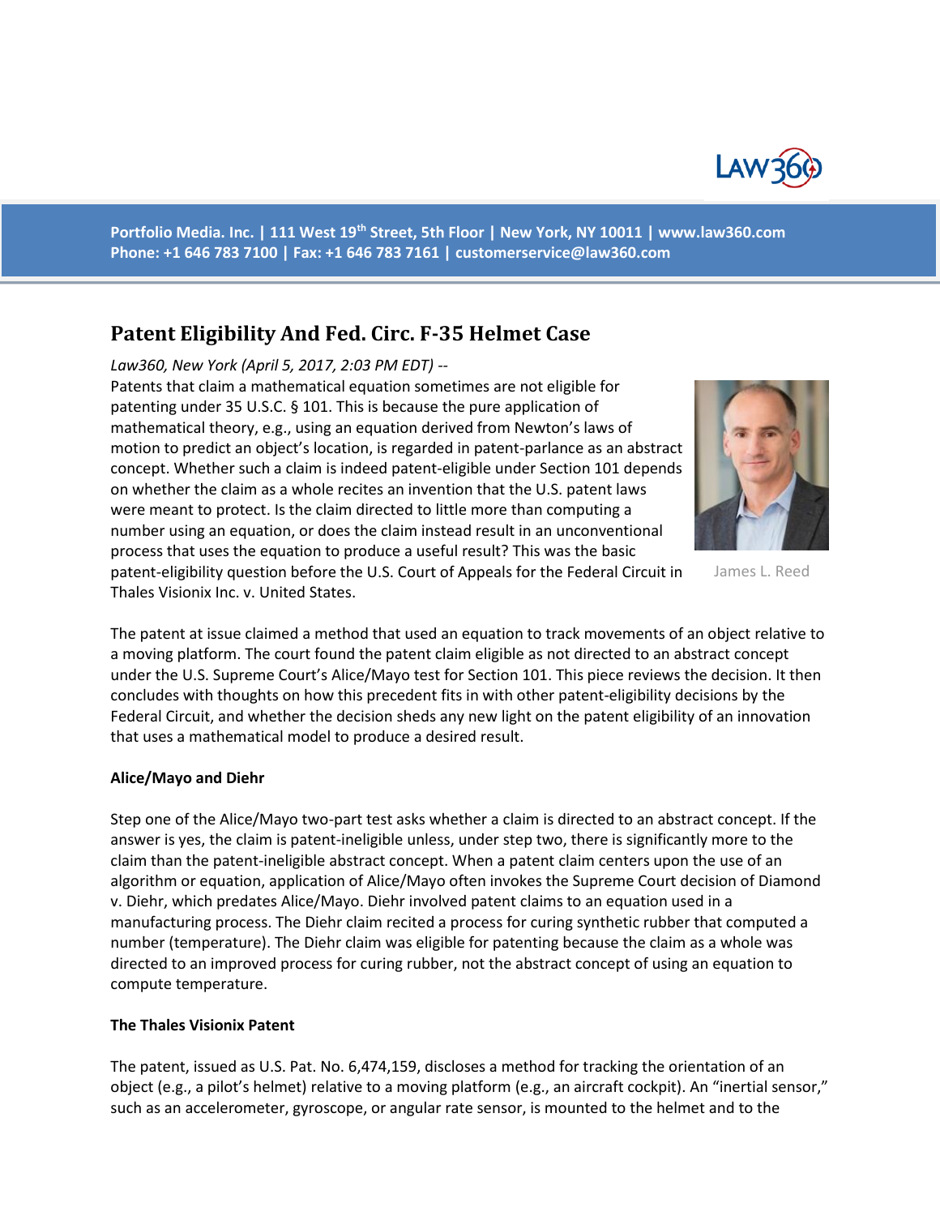Portfolio Media. Inc. | 111 West 19th Street, 5th Floor | New York, NY 10011 | www.law360.com
Phone: +1 646 783 7100 | Fax: +1 646 783 7161 | customerservice@law360.com

# Patent Eligibility And Fed. Circ. F-35 Helmet Case

*Law360, New York (April 5, 2017, 2:03 PM EDT) --*

Patents that claim a mathematical equation sometimes are not eligible for patenting under 35 U.S.C. § 101. This is because the pure application of mathematical theory, e.g., using an equation derived from Newton's laws of motion to predict an object's location, is regarded in patent-parlance as an abstract concept. Whether such a claim is indeed patent-eligible under Section 101 depends on whether the claim as a whole recites an invention that the U.S. patent laws were meant to protect. Is the claim directed to little more than computing a number using an equation, or does the claim instead result in an unconventional process that uses the equation to produce a useful result? This was the basic patent-eligibility question before the U.S. Court of Appeals for the Federal Circuit in Thales Visionix Inc. v. United States.

James L. Reed

The patent at issue claimed a method that used an equation to track movements of an object relative to a moving platform. The court found the patent claim eligible as not directed to an abstract concept under the U.S. Supreme Court's Alice/Mayo test for Section 101. This piece reviews the decision. It then concludes with thoughts on how this precedent fits in with other patent-eligibility decisions by the Federal Circuit, and whether the decision sheds any new light on the patent eligibility of an innovation that uses a mathematical model to produce a desired result.

**Alice/Mayo and Diehr**

Step one of the Alice/Mayo two-part test asks whether a claim is directed to an abstract concept. If the answer is yes, the claim is patent-ineligible unless, under step two, there is significantly more to the claim than the patent-ineligible abstract concept. When a patent claim centers upon the use of an algorithm or equation, application of Alice/Mayo often invokes the Supreme Court decision of Diamond v. Diehr, which predates Alice/Mayo. Diehr involved patent claims to an equation used in a manufacturing process. The Diehr claim recited a process for curing synthetic rubber that computed a number (temperature). The Diehr claim was eligible for patenting because the claim as a whole was directed to an improved process for curing rubber, not the abstract concept of using an equation to compute temperature.

**The Thales Visionix Patent**

The patent, issued as U.S. Pat. No. 6,474,159, discloses a method for tracking the orientation of an object (e.g., a pilot's helmet) relative to a moving platform (e.g., an aircraft cockpit). An "inertial sensor," such as an accelerometer, gyroscope, or angular rate sensor, is mounted to the helmet and to the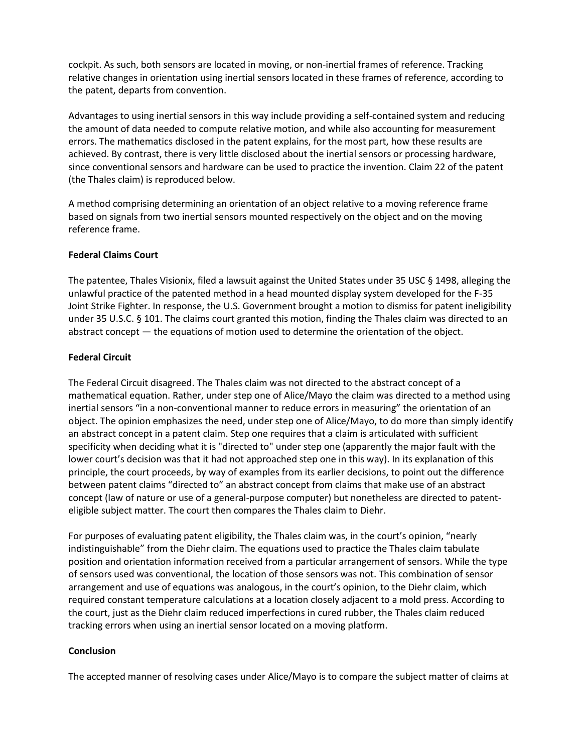cockpit. As such, both sensors are located in moving, or non-inertial frames of reference. Tracking relative changes in orientation using inertial sensors located in these frames of reference, according to the patent, departs from convention.

Advantages to using inertial sensors in this way include providing a self-contained system and reducing the amount of data needed to compute relative motion, and while also accounting for measurement errors. The mathematics disclosed in the patent explains, for the most part, how these results are achieved. By contrast, there is very little disclosed about the inertial sensors or processing hardware, since conventional sensors and hardware can be used to practice the invention. Claim 22 of the patent (the Thales claim) is reproduced below.

A method comprising determining an orientation of an object relative to a moving reference frame based on signals from two inertial sensors mounted respectively on the object and on the moving reference frame.

**Federal Claims Court**

The patentee, Thales Visionix, filed a lawsuit against the United States under 35 USC § 1498, alleging the unlawful practice of the patented method in a head mounted display system developed for the F-35 Joint Strike Fighter. In response, the U.S. Government brought a motion to dismiss for patent ineligibility under 35 U.S.C. § 101. The claims court granted this motion, finding the Thales claim was directed to an abstract concept — the equations of motion used to determine the orientation of the object.

**Federal Circuit**

The Federal Circuit disagreed. The Thales claim was not directed to the abstract concept of a mathematical equation. Rather, under step one of Alice/Mayo the claim was directed to a method using inertial sensors "in a non-conventional manner to reduce errors in measuring" the orientation of an object. The opinion emphasizes the need, under step one of Alice/Mayo, to do more than simply identify an abstract concept in a patent claim. Step one requires that a claim is articulated with sufficient specificity when deciding what it is "directed to" under step one (apparently the major fault with the lower court's decision was that it had not approached step one in this way). In its explanation of this principle, the court proceeds, by way of examples from its earlier decisions, to point out the difference between patent claims "directed to" an abstract concept from claims that make use of an abstract concept (law of nature or use of a general-purpose computer) but nonetheless are directed to patent-eligible subject matter. The court then compares the Thales claim to Diehr.

For purposes of evaluating patent eligibility, the Thales claim was, in the court's opinion, "nearly indistinguishable" from the Diehr claim. The equations used to practice the Thales claim tabulate position and orientation information received from a particular arrangement of sensors. While the type of sensors used was conventional, the location of those sensors was not. This combination of sensor arrangement and use of equations was analogous, in the court's opinion, to the Diehr claim, which required constant temperature calculations at a location closely adjacent to a mold press. According to the court, just as the Diehr claim reduced imperfections in cured rubber, the Thales claim reduced tracking errors when using an inertial sensor located on a moving platform.

**Conclusion**

The accepted manner of resolving cases under Alice/Mayo is to compare the subject matter of claims at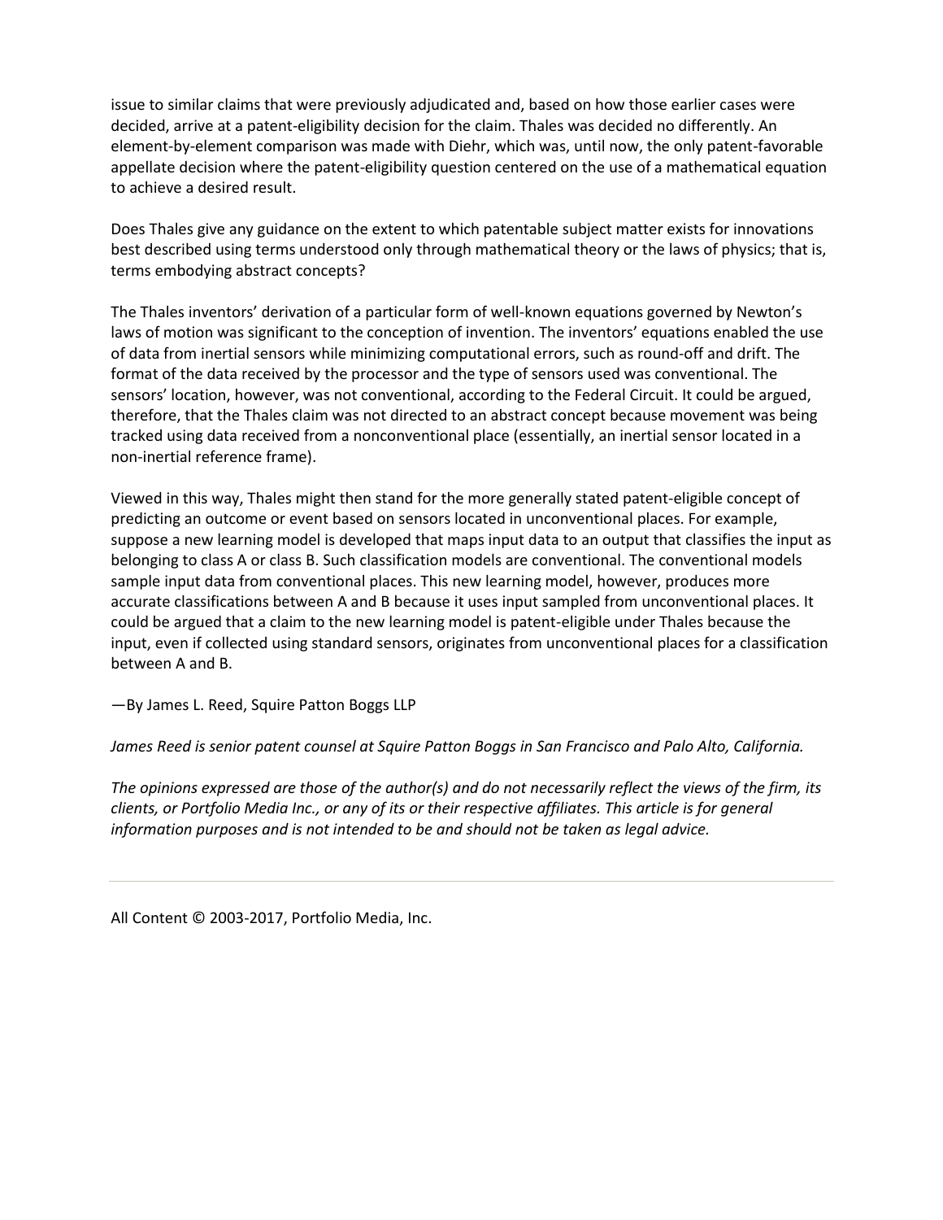issue to similar claims that were previously adjudicated and, based on how those earlier cases were decided, arrive at a patent-eligibility decision for the claim. Thales was decided no differently. An element-by-element comparison was made with Diehr, which was, until now, the only patent-favorable appellate decision where the patent-eligibility question centered on the use of a mathematical equation to achieve a desired result.

Does Thales give any guidance on the extent to which patentable subject matter exists for innovations best described using terms understood only through mathematical theory or the laws of physics; that is, terms embodying abstract concepts?

The Thales inventors' derivation of a particular form of well-known equations governed by Newton's laws of motion was significant to the conception of invention. The inventors' equations enabled the use of data from inertial sensors while minimizing computational errors, such as round-off and drift. The format of the data received by the processor and the type of sensors used was conventional. The sensors' location, however, was not conventional, according to the Federal Circuit. It could be argued, therefore, that the Thales claim was not directed to an abstract concept because movement was being tracked using data received from a nonconventional place (essentially, an inertial sensor located in a non-inertial reference frame).

Viewed in this way, Thales might then stand for the more generally stated patent-eligible concept of predicting an outcome or event based on sensors located in unconventional places. For example, suppose a new learning model is developed that maps input data to an output that classifies the input as belonging to class A or class B. Such classification models are conventional. The conventional models sample input data from conventional places. This new learning model, however, produces more accurate classifications between A and B because it uses input sampled from unconventional places. It could be argued that a claim to the new learning model is patent-eligible under Thales because the input, even if collected using standard sensors, originates from unconventional places for a classification between A and B.

—By James L. Reed, Squire Patton Boggs LLP

*James Reed is senior patent counsel at Squire Patton Boggs in San Francisco and Palo Alto, California.*

*The opinions expressed are those of the author(s) and do not necessarily reflect the views of the firm, its clients, or Portfolio Media Inc., or any of its or their respective affiliates. This article is for general information purposes and is not intended to be and should not be taken as legal advice.*

---

All Content © 2003-2017, Portfolio Media, Inc.